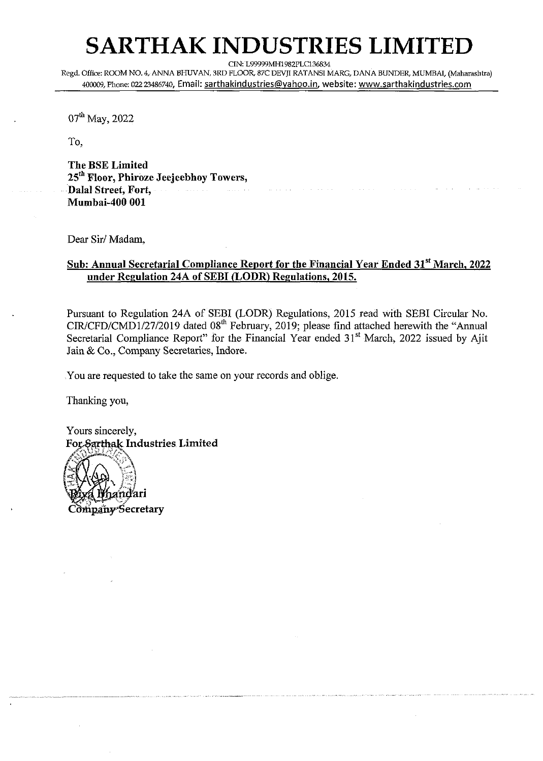# SARTHAK INDUSTRIES LIMITED

CIN: L99999MH1982PLC136834

Regd. Office: ROOM NO. 4, ANNA BHUVAN, 3RD FLOOR, 87C DEVJI RATANSI MARG, DANA BUNDER, MUMBAI, (Maharashtra) 400009, Phone: 022 23486740, Email: sarthakindustries@yahoo.in, website: www.sarthakindustries.com

07th May, 2022

To,

**The BSE Limited**
**25th Floor, Phiroze Jeejeebhoy Towers,**
**Dalal Street, Fort,**
**Mumbai-400 001**

Dear Sir/ Madam,

**Sub: Annual Secretarial Compliance Report for the Financial Year Ended 31st March, 2022 under Regulation 24A of SEBI (LODR) Regulations, 2015.**

Pursuant to Regulation 24A of SEBI (LODR) Regulations, 2015 read with SEBI Circular No. CIR/CFD/CMD1/27/2019 dated 08th February, 2019; please find attached herewith the "Annual Secretarial Compliance Report" for the Financial Year ended 31st March, 2022 issued by Ajit Jain & Co., Company Secretaries, Indore.

You are requested to take the same on your records and oblige.

Thanking you,

Yours sincerely,
**For Sarthak Industries Limited**

Riya Bhandari
Company Secretary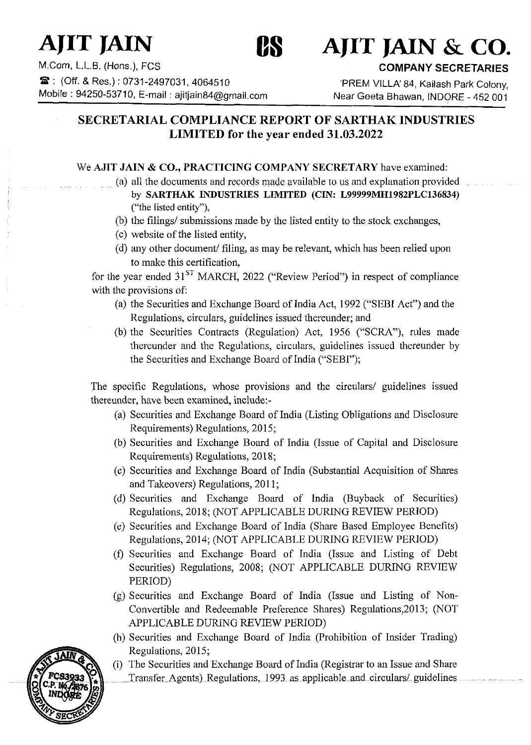# AJIT JAIN

M.Com, L.L.B. (Hons.), FCS

☎ : (Off. & Res.) : 0731-2497031, 4064510

Mobile : 94250-53710, E-mail : ajitjain84@gmail.com

# AJIT JAIN & CO.

**COMPANY SECRETARIES**

'PREM VILLA' 84, Kailash Park Colony,
Near Geeta Bhawan, INDORE - 452 001

## SECRETARIAL COMPLIANCE REPORT OF SARTHAK INDUSTRIES LIMITED for the year ended 31.03.2022

We **AJIT JAIN & CO., PRACTICING COMPANY SECRETARY** have examined:

(a) all the documents and records made available to us and explanation provided by **SARTHAK INDUSTRIES LIMITED (CIN: L99999MH1982PLC136834)** ("the listed entity"),

(b) the filings/ submissions made by the listed entity to the stock exchanges,

(c) website of the listed entity,

(d) any other document/ filing, as may be relevant, which has been relied upon to make this certification,

for the year ended 31ST MARCH, 2022 ("Review Period") in respect of compliance with the provisions of:

(a) the Securities and Exchange Board of India Act, 1992 ("SEBI Act") and the Regulations, circulars, guidelines issued thereunder; and

(b) the Securities Contracts (Regulation) Act, 1956 ("SCRA"), rules made thereunder and the Regulations, circulars, guidelines issued thereunder by the Securities and Exchange Board of India ("SEBI");

The specific Regulations, whose provisions and the circulars/ guidelines issued thereunder, have been examined, include:-

(a) Securities and Exchange Board of India (Listing Obligations and Disclosure Requirements) Regulations, 2015;

(b) Securities and Exchange Board of India (Issue of Capital and Disclosure Requirements) Regulations, 2018;

(c) Securities and Exchange Board of India (Substantial Acquisition of Shares and Takeovers) Regulations, 2011;

(d) Securities and Exchange Board of India (Buyback of Securities) Regulations, 2018; (NOT APPLICABLE DURING REVIEW PERIOD)

(e) Securities and Exchange Board of India (Share Based Employee Benefits) Regulations, 2014; (NOT APPLICABLE DURING REVIEW PERIOD)

(f) Securities and Exchange Board of India (Issue and Listing of Debt Securities) Regulations, 2008; (NOT APPLICABLE DURING REVIEW PERIOD)

(g) Securities and Exchange Board of India (Issue and Listing of Non-Convertible and Redeemable Preference Shares) Regulations,2013; (NOT APPLICABLE DURING REVIEW PERIOD)

(h) Securities and Exchange Board of India (Prohibition of Insider Trading) Regulations, 2015;

(i) The Securities and Exchange Board of India (Registrar to an Issue and Share Transfer Agents) Regulations, 1993 as applicable and circulars/ guidelines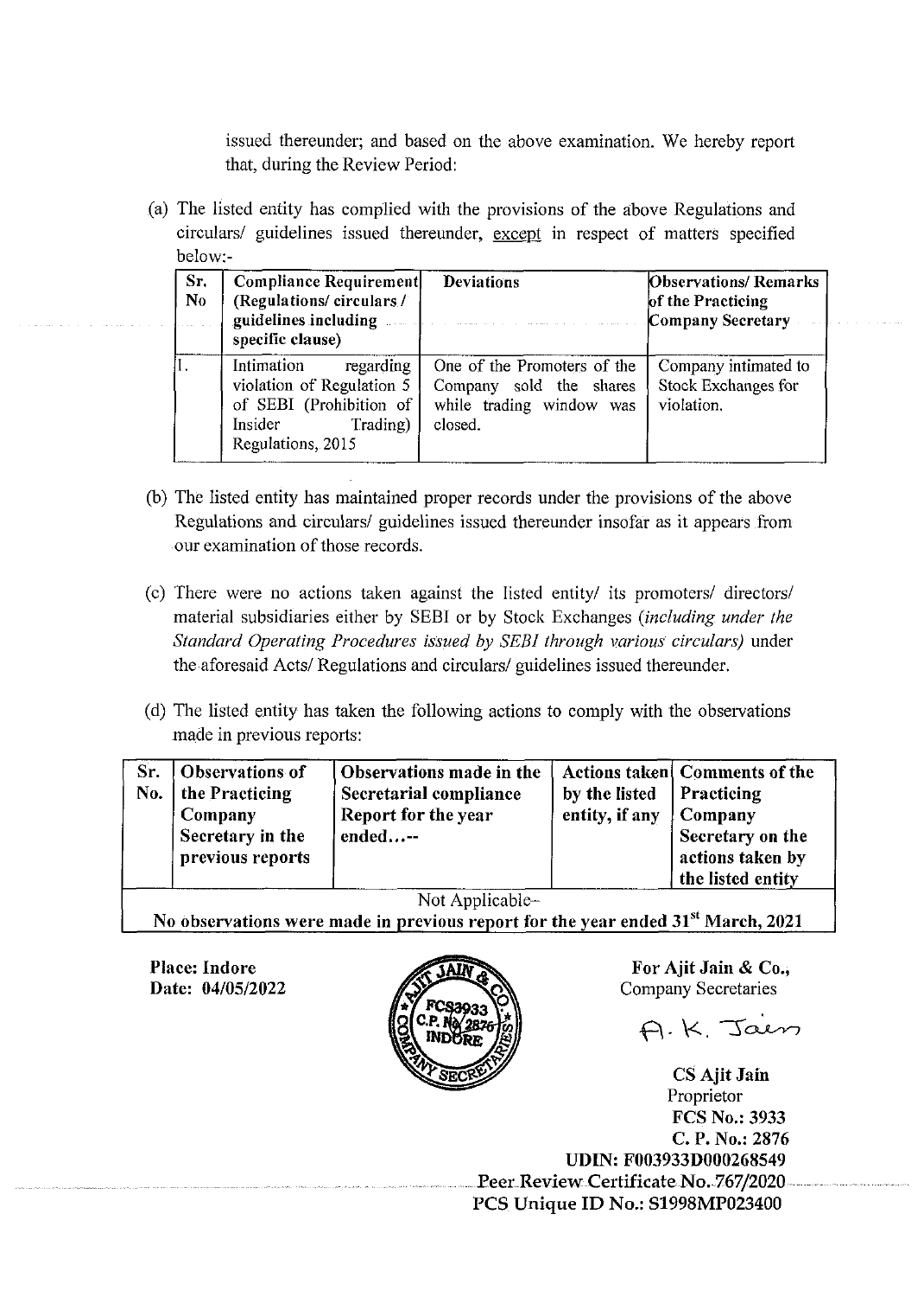issued thereunder; and based on the above examination. We hereby report that, during the Review Period:

(a) The listed entity has complied with the provisions of the above Regulations and circulars/ guidelines issued thereunder, except in respect of matters specified below:-

| Sr. No | Compliance Requirement (Regulations/ circulars / guidelines including specific clause) | Deviations | Observations/ Remarks of the Practicing Company Secretary |
|---|---|---|---|
| I. | Intimation regarding violation of Regulation 5 of SEBI (Prohibition of Insider Trading) Regulations, 2015 | One of the Promoters of the Company sold the shares while trading window was closed. | Company intimated to Stock Exchanges for violation. |

(b) The listed entity has maintained proper records under the provisions of the above Regulations and circulars/ guidelines issued thereunder insofar as it appears from our examination of those records.

(c) There were no actions taken against the listed entity/ its promoters/ directors/ material subsidiaries either by SEBI or by Stock Exchanges *(including under the Standard Operating Procedures issued by SEBI through various circulars)* under the aforesaid Acts/ Regulations and circulars/ guidelines issued thereunder.

(d) The listed entity has taken the following actions to comply with the observations made in previous reports:

| Sr. No. | Observations of the Practicing Company Secretary in the previous reports | Observations made in the Secretarial compliance Report for the year ended...-- | Actions taken by the listed entity, if any | Comments of the Practicing Company Secretary on the actions taken by the listed entity |
|---|---|---|---|---|
| Not Applicable-- **No observations were made in previous report for the year ended 31st March, 2021** | | | | |

**Place: Indore**
**Date: 04/05/2022**

**For Ajit Jain & Co.,**
Company Secretaries

A. K. Jain

**CS Ajit Jain**
Proprietor
**FCS No.: 3933**
**C. P. No.: 2876**
**UDIN: F003933D000268549**
**Peer Review Certificate No. 767/2020**
**PCS Unique ID No.: S1998MP023400**